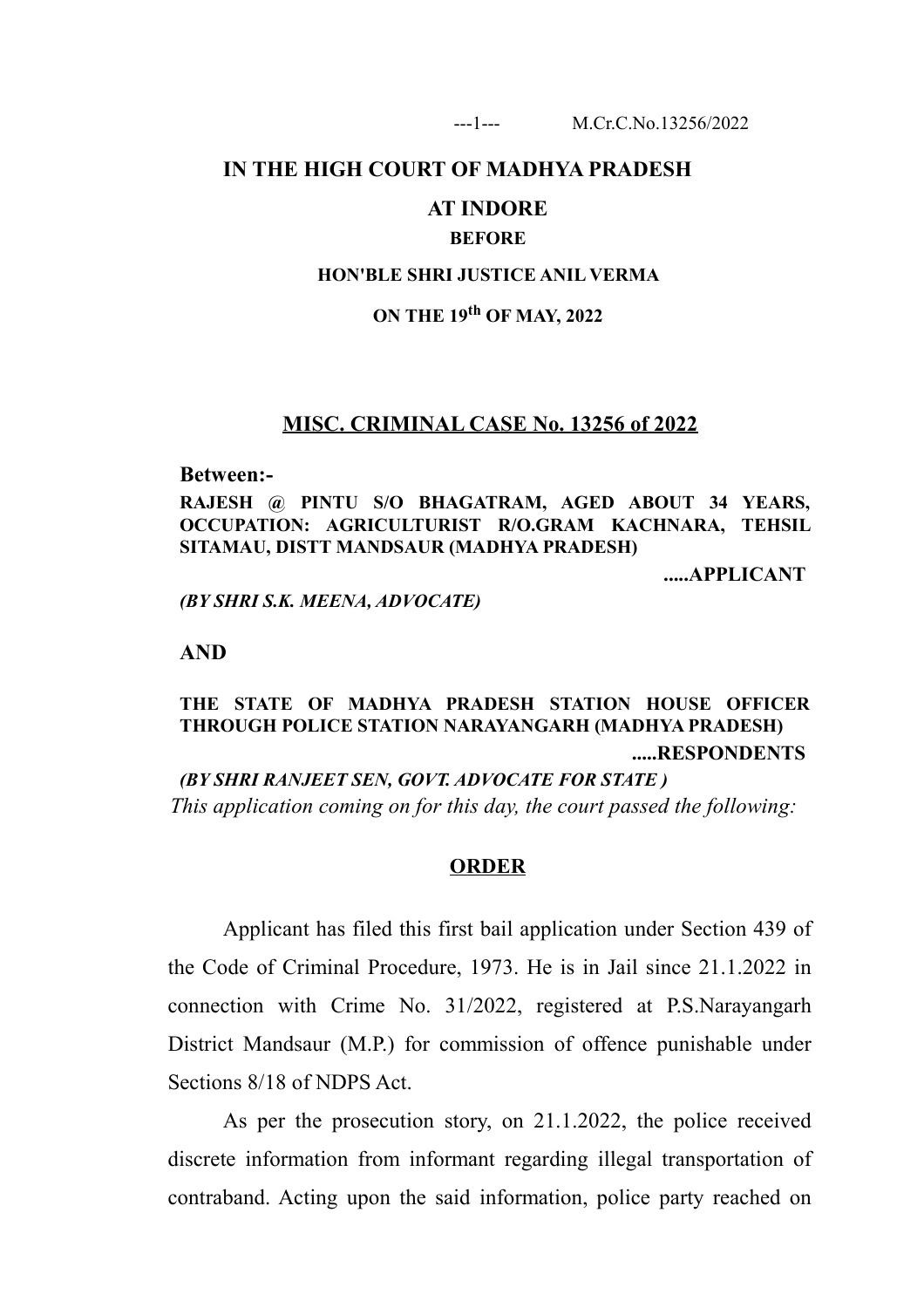# IN THE HIGH COURT OF MADHYA PRADESH

## AT INDORE

**BEFORE**

**HON'BLE SHRI JUSTICE ANIL VERMA**

**ON THE 19th OF MAY, 2022**

## MISC. CRIMINAL CASE No. 13256 of 2022

**Between:-**

**RAJESH @ PINTU S/O BHAGATRAM, AGED ABOUT 34 YEARS, OCCUPATION: AGRICULTURIST R/O.GRAM KACHNARA, TEHSIL SITAMAU, DISTT MANDSAUR (MADHYA PRADESH)**

**.....APPLICANT**

***(BY SHRI S.K. MEENA, ADVOCATE)***

**AND**

**THE STATE OF MADHYA PRADESH STATION HOUSE OFFICER THROUGH POLICE STATION NARAYANGARH (MADHYA PRADESH)**

**.....RESPONDENTS**

***(BY SHRI RANJEET SEN, GOVT. ADVOCATE FOR STATE )***

*This application coming on for this day, the court passed the following:*

**ORDER**

Applicant has filed this first bail application under Section 439 of the Code of Criminal Procedure, 1973. He is in Jail since 21.1.2022 in connection with Crime No. 31/2022, registered at P.S.Narayangarh District Mandsaur (M.P.) for commission of offence punishable under Sections 8/18 of NDPS Act.

As per the prosecution story, on 21.1.2022, the police received discrete information from informant regarding illegal transportation of contraband. Acting upon the said information, police party reached on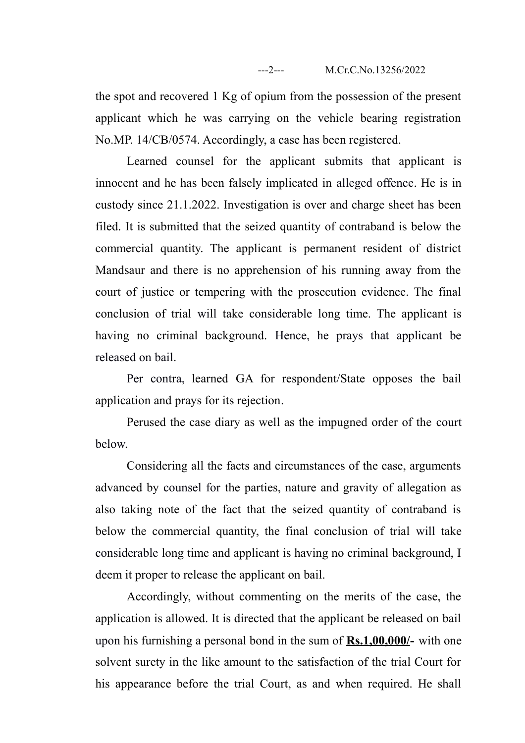the spot and recovered 1 Kg of opium from the possession of the present applicant which he was carrying on the vehicle bearing registration No.MP. 14/CB/0574. Accordingly, a case has been registered.

Learned counsel for the applicant submits that applicant is innocent and he has been falsely implicated in alleged offence. He is in custody since 21.1.2022. Investigation is over and charge sheet has been filed. It is submitted that the seized quantity of contraband is below the commercial quantity. The applicant is permanent resident of district Mandsaur and there is no apprehension of his running away from the court of justice or tempering with the prosecution evidence. The final conclusion of trial will take considerable long time. The applicant is having no criminal background. Hence, he prays that applicant be released on bail.

Per contra, learned GA for respondent/State opposes the bail application and prays for its rejection.

Perused the case diary as well as the impugned order of the court below.

Considering all the facts and circumstances of the case, arguments advanced by counsel for the parties, nature and gravity of allegation as also taking note of the fact that the seized quantity of contraband is below the commercial quantity, the final conclusion of trial will take considerable long time and applicant is having no criminal background, I deem it proper to release the applicant on bail.

Accordingly, without commenting on the merits of the case, the application is allowed. It is directed that the applicant be released on bail upon his furnishing a personal bond in the sum of **Rs.1,00,000/-** with one solvent surety in the like amount to the satisfaction of the trial Court for his appearance before the trial Court, as and when required. He shall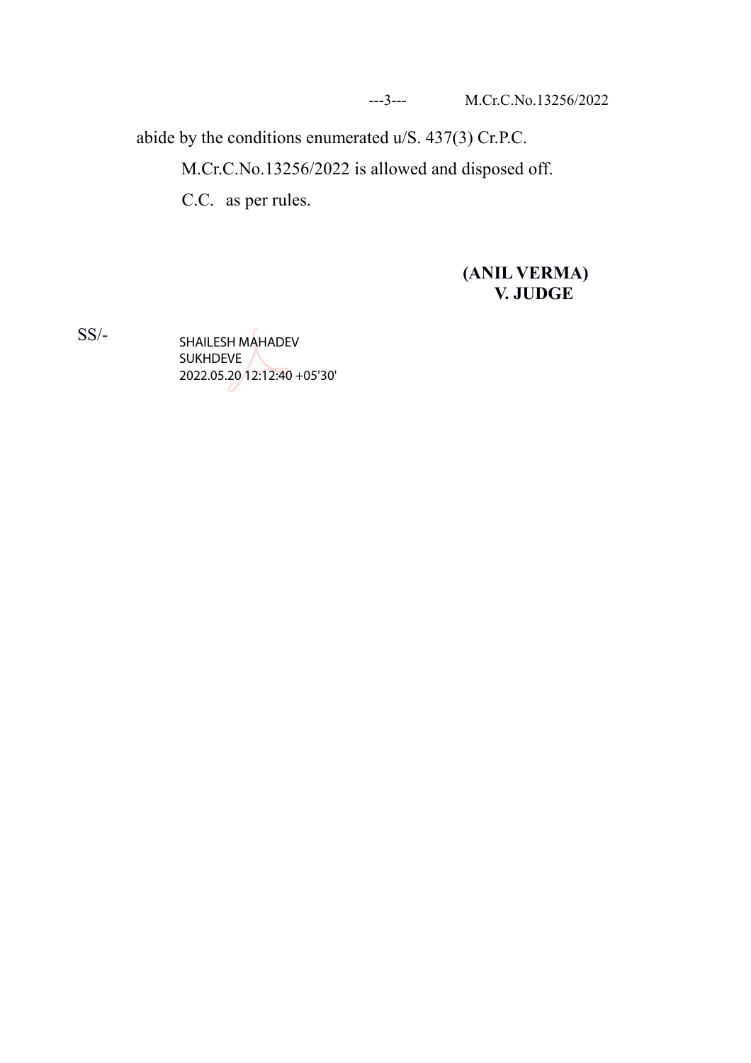abide by the conditions enumerated u/S. 437(3) Cr.P.C.

M.Cr.C.No.13256/2022 is allowed and disposed off.

C.C. as per rules.

**(ANIL VERMA)**
**V. JUDGE**

SS/-

SHAILESH MAHADEV
SUKHDEVE
2022.05.20 12:12:40 +05'30'